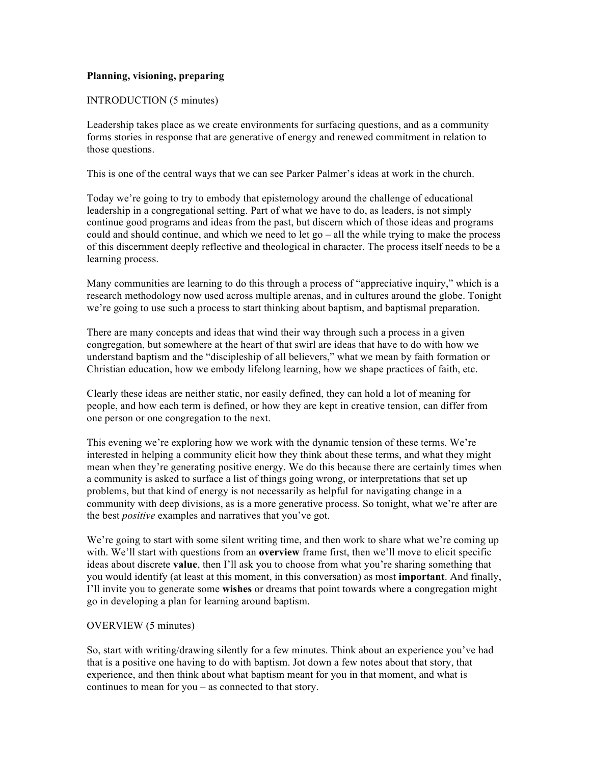**Planning, visioning, preparing**

INTRODUCTION (5 minutes)

Leadership takes place as we create environments for surfacing questions, and as a community forms stories in response that are generative of energy and renewed commitment in relation to those questions.

This is one of the central ways that we can see Parker Palmer's ideas at work in the church.

Today we're going to try to embody that epistemology around the challenge of educational leadership in a congregational setting. Part of what we have to do, as leaders, is not simply continue good programs and ideas from the past, but discern which of those ideas and programs could and should continue, and which we need to let go – all the while trying to make the process of this discernment deeply reflective and theological in character. The process itself needs to be a learning process.

Many communities are learning to do this through a process of "appreciative inquiry," which is a research methodology now used across multiple arenas, and in cultures around the globe. Tonight we're going to use such a process to start thinking about baptism, and baptismal preparation.

There are many concepts and ideas that wind their way through such a process in a given congregation, but somewhere at the heart of that swirl are ideas that have to do with how we understand baptism and the "discipleship of all believers," what we mean by faith formation or Christian education, how we embody lifelong learning, how we shape practices of faith, etc.

Clearly these ideas are neither static, nor easily defined, they can hold a lot of meaning for people, and how each term is defined, or how they are kept in creative tension, can differ from one person or one congregation to the next.

This evening we're exploring how we work with the dynamic tension of these terms. We're interested in helping a community elicit how they think about these terms, and what they might mean when they're generating positive energy. We do this because there are certainly times when a community is asked to surface a list of things going wrong, or interpretations that set up problems, but that kind of energy is not necessarily as helpful for navigating change in a community with deep divisions, as is a more generative process. So tonight, what we're after are the best *positive* examples and narratives that you've got.

We're going to start with some silent writing time, and then work to share what we're coming up with. We'll start with questions from an **overview** frame first, then we'll move to elicit specific ideas about discrete **value**, then I'll ask you to choose from what you're sharing something that you would identify (at least at this moment, in this conversation) as most **important**. And finally, I'll invite you to generate some **wishes** or dreams that point towards where a congregation might go in developing a plan for learning around baptism.

OVERVIEW (5 minutes)

So, start with writing/drawing silently for a few minutes. Think about an experience you've had that is a positive one having to do with baptism. Jot down a few notes about that story, that experience, and then think about what baptism meant for you in that moment, and what is continues to mean for you – as connected to that story.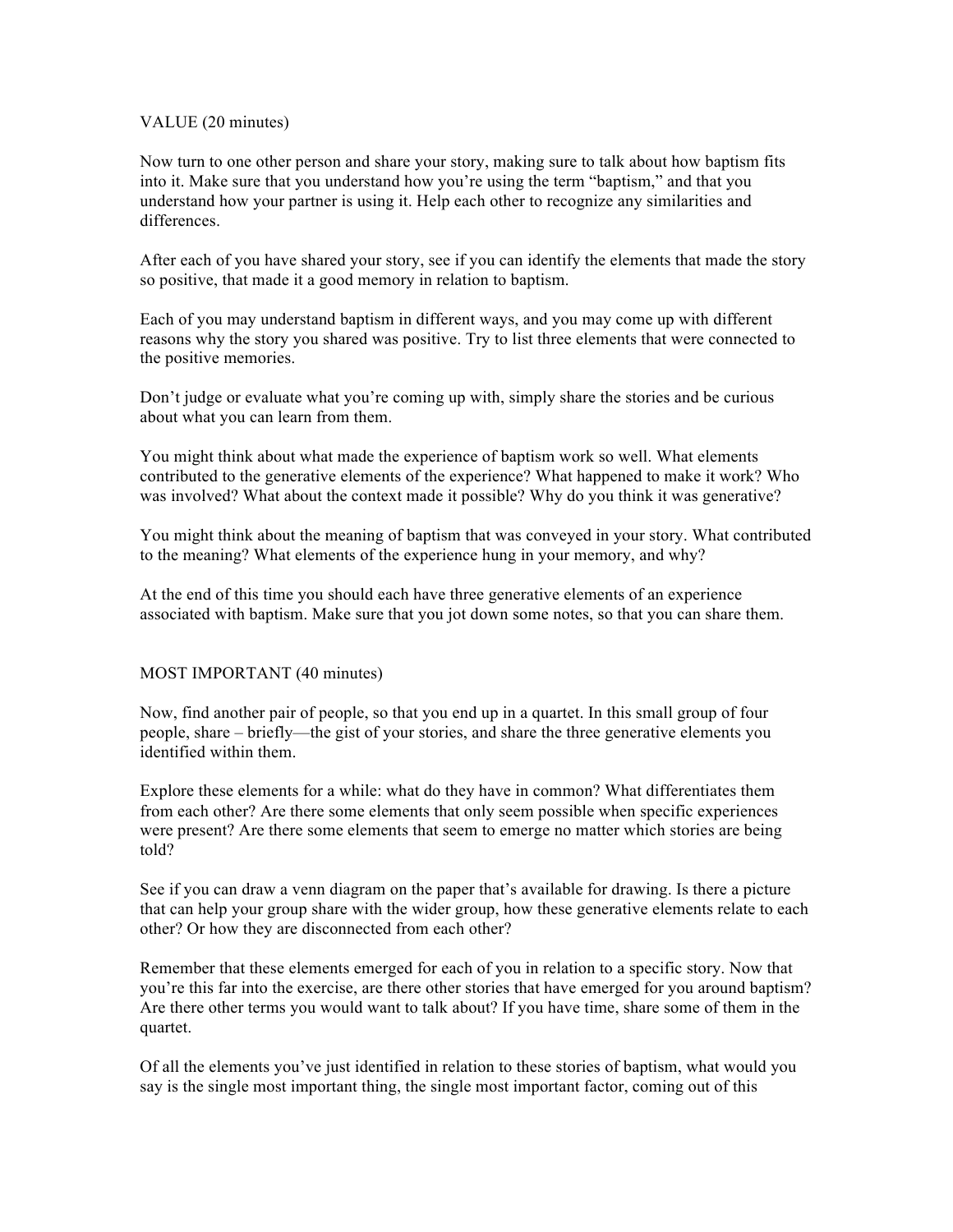VALUE (20 minutes)

Now turn to one other person and share your story, making sure to talk about how baptism fits into it. Make sure that you understand how you're using the term "baptism," and that you understand how your partner is using it. Help each other to recognize any similarities and differences.

After each of you have shared your story, see if you can identify the elements that made the story so positive, that made it a good memory in relation to baptism.

Each of you may understand baptism in different ways, and you may come up with different reasons why the story you shared was positive. Try to list three elements that were connected to the positive memories.

Don't judge or evaluate what you're coming up with, simply share the stories and be curious about what you can learn from them.

You might think about what made the experience of baptism work so well. What elements contributed to the generative elements of the experience? What happened to make it work? Who was involved? What about the context made it possible? Why do you think it was generative?

You might think about the meaning of baptism that was conveyed in your story. What contributed to the meaning? What elements of the experience hung in your memory, and why?

At the end of this time you should each have three generative elements of an experience associated with baptism. Make sure that you jot down some notes, so that you can share them.

MOST IMPORTANT (40 minutes)

Now, find another pair of people, so that you end up in a quartet. In this small group of four people, share – briefly—the gist of your stories, and share the three generative elements you identified within them.

Explore these elements for a while: what do they have in common? What differentiates them from each other? Are there some elements that only seem possible when specific experiences were present? Are there some elements that seem to emerge no matter which stories are being told?

See if you can draw a venn diagram on the paper that's available for drawing. Is there a picture that can help your group share with the wider group, how these generative elements relate to each other? Or how they are disconnected from each other?

Remember that these elements emerged for each of you in relation to a specific story. Now that you're this far into the exercise, are there other stories that have emerged for you around baptism? Are there other terms you would want to talk about? If you have time, share some of them in the quartet.

Of all the elements you've just identified in relation to these stories of baptism, what would you say is the single most important thing, the single most important factor, coming out of this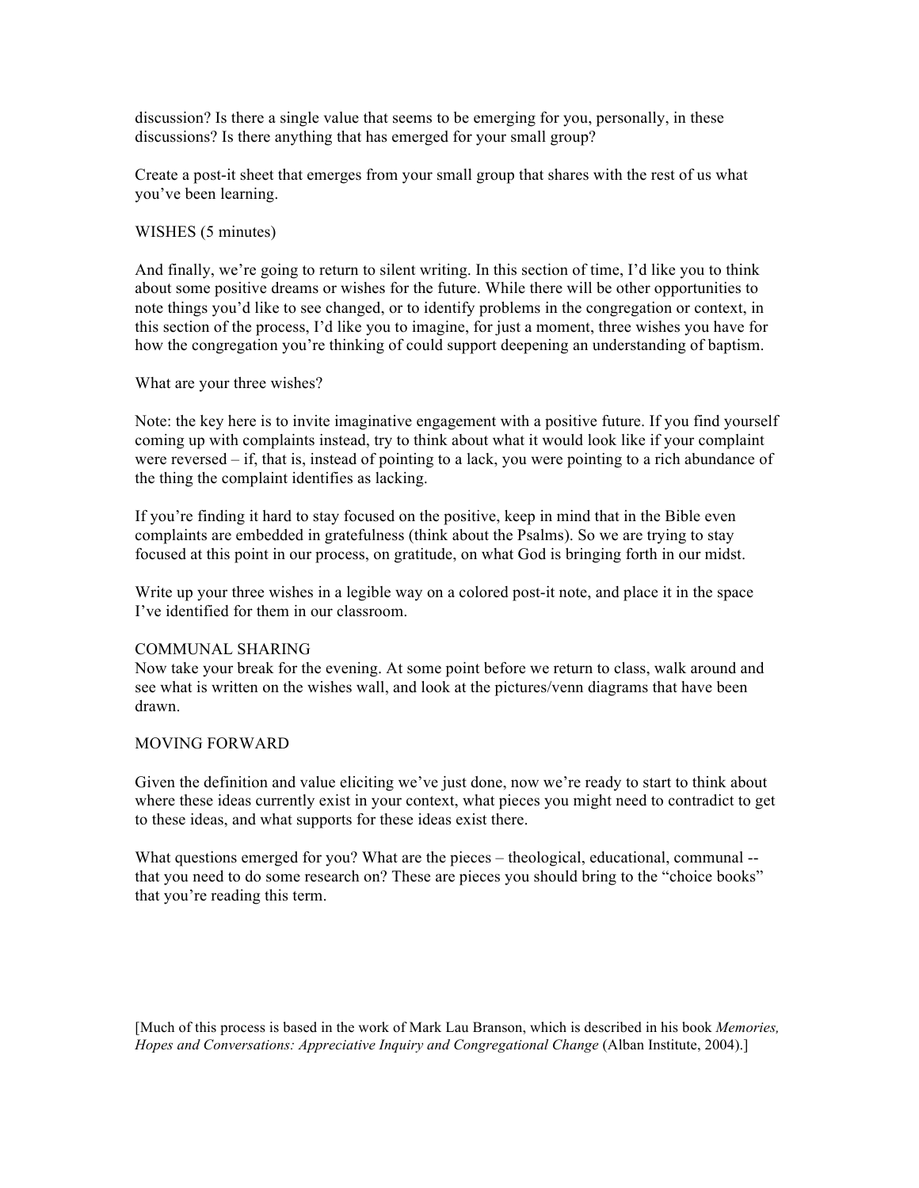discussion? Is there a single value that seems to be emerging for you, personally, in these discussions? Is there anything that has emerged for your small group?

Create a post-it sheet that emerges from your small group that shares with the rest of us what you've been learning.

WISHES (5 minutes)

And finally, we're going to return to silent writing. In this section of time, I'd like you to think about some positive dreams or wishes for the future. While there will be other opportunities to note things you'd like to see changed, or to identify problems in the congregation or context, in this section of the process, I'd like you to imagine, for just a moment, three wishes you have for how the congregation you're thinking of could support deepening an understanding of baptism.

What are your three wishes?

Note: the key here is to invite imaginative engagement with a positive future. If you find yourself coming up with complaints instead, try to think about what it would look like if your complaint were reversed – if, that is, instead of pointing to a lack, you were pointing to a rich abundance of the thing the complaint identifies as lacking.

If you're finding it hard to stay focused on the positive, keep in mind that in the Bible even complaints are embedded in gratefulness (think about the Psalms). So we are trying to stay focused at this point in our process, on gratitude, on what God is bringing forth in our midst.

Write up your three wishes in a legible way on a colored post-it note, and place it in the space I've identified for them in our classroom.

COMMUNAL SHARING

Now take your break for the evening. At some point before we return to class, walk around and see what is written on the wishes wall, and look at the pictures/venn diagrams that have been drawn.

MOVING FORWARD

Given the definition and value eliciting we've just done, now we're ready to start to think about where these ideas currently exist in your context, what pieces you might need to contradict to get to these ideas, and what supports for these ideas exist there.

What questions emerged for you? What are the pieces – theological, educational, communal -- that you need to do some research on? These are pieces you should bring to the "choice books" that you're reading this term.

[Much of this process is based in the work of Mark Lau Branson, which is described in his book *Memories, Hopes and Conversations: Appreciative Inquiry and Congregational Change* (Alban Institute, 2004).]